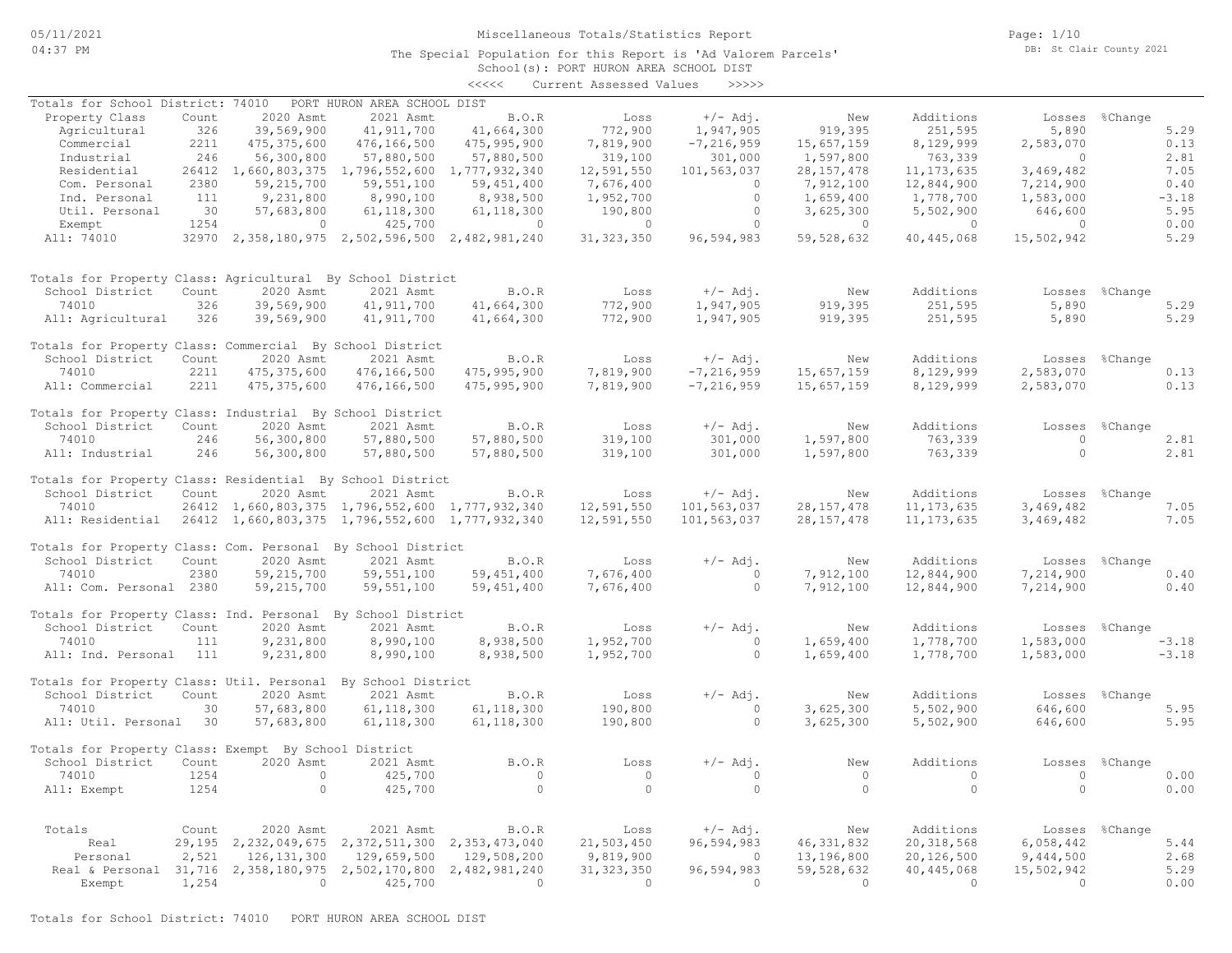# Miscellaneous Totals/Statistics Report

The Special Population for this Report is 'Ad Valorem Parcels'

School(s): PORT HURON AREA SCHOOL DIST

<<<<< Current Assessed Values >>>>>

## Totals for School District: 74010 PORT HURON AREA SCHOOL DIST

| Property Class | Count | 2020 Asmt | 2021 Asmt | B.O.R | Loss | +/- Adj. | New | Additions | Losses | %Change |
|---|---|---|---|---|---|---|---|---|---|---|
| Agricultural | 326 | 39,569,900 | 41,911,700 | 41,664,300 | 772,900 | 1,947,905 | 919,395 | 251,595 | 5,890 | 5.29 |
| Commercial | 2211 | 475,375,600 | 476,166,500 | 475,995,900 | 7,819,900 | -7,216,959 | 15,657,159 | 8,129,999 | 2,583,070 | 0.13 |
| Industrial | 246 | 56,300,800 | 57,880,500 | 57,880,500 | 319,100 | 301,000 | 1,597,800 | 763,339 | 0 | 2.81 |
| Residential | 26412 | 1,660,803,375 | 1,796,552,600 | 1,777,932,340 | 12,591,550 | 101,563,037 | 28,157,478 | 11,173,635 | 3,469,482 | 7.05 |
| Com. Personal | 2380 | 59,215,700 | 59,551,100 | 59,451,400 | 7,676,400 | 0 | 7,912,100 | 12,844,900 | 7,214,900 | 0.40 |
| Ind. Personal | 111 | 9,231,800 | 8,990,100 | 8,938,500 | 1,952,700 | 0 | 1,659,400 | 1,778,700 | 1,583,000 | -3.18 |
| Util. Personal | 30 | 57,683,800 | 61,118,300 | 61,118,300 | 190,800 | 0 | 3,625,300 | 5,502,900 | 646,600 | 5.95 |
| Exempt | 1254 | 0 | 425,700 | 0 | 0 | 0 | 0 | 0 | 0 | 0.00 |
| All: 74010 | 32970 | 2,358,180,975 | 2,502,596,500 | 2,482,981,240 | 31,323,350 | 96,594,983 | 59,528,632 | 40,445,068 | 15,502,942 | 5.29 |

## Totals for Property Class: Agricultural By School District

| School District | Count | 2020 Asmt | 2021 Asmt | B.O.R | Loss | +/- Adj. | New | Additions | Losses | %Change |
|---|---|---|---|---|---|---|---|---|---|---|
| 74010 | 326 | 39,569,900 | 41,911,700 | 41,664,300 | 772,900 | 1,947,905 | 919,395 | 251,595 | 5,890 | 5.29 |
| All: Agricultural | 326 | 39,569,900 | 41,911,700 | 41,664,300 | 772,900 | 1,947,905 | 919,395 | 251,595 | 5,890 | 5.29 |

## Totals for Property Class: Commercial By School District

| School District | Count | 2020 Asmt | 2021 Asmt | B.O.R | Loss | +/- Adj. | New | Additions | Losses | %Change |
|---|---|---|---|---|---|---|---|---|---|---|
| 74010 | 2211 | 475,375,600 | 476,166,500 | 475,995,900 | 7,819,900 | -7,216,959 | 15,657,159 | 8,129,999 | 2,583,070 | 0.13 |
| All: Commercial | 2211 | 475,375,600 | 476,166,500 | 475,995,900 | 7,819,900 | -7,216,959 | 15,657,159 | 8,129,999 | 2,583,070 | 0.13 |

## Totals for Property Class: Industrial By School District

| School District | Count | 2020 Asmt | 2021 Asmt | B.O.R | Loss | +/- Adj. | New | Additions | Losses | %Change |
|---|---|---|---|---|---|---|---|---|---|---|
| 74010 | 246 | 56,300,800 | 57,880,500 | 57,880,500 | 319,100 | 301,000 | 1,597,800 | 763,339 | 0 | 2.81 |
| All: Industrial | 246 | 56,300,800 | 57,880,500 | 57,880,500 | 319,100 | 301,000 | 1,597,800 | 763,339 | 0 | 2.81 |

## Totals for Property Class: Residential By School District

| School District | Count | 2020 Asmt | 2021 Asmt | B.O.R | Loss | +/- Adj. | New | Additions | Losses | %Change |
|---|---|---|---|---|---|---|---|---|---|---|
| 74010 | 26412 | 1,660,803,375 | 1,796,552,600 | 1,777,932,340 | 12,591,550 | 101,563,037 | 28,157,478 | 11,173,635 | 3,469,482 | 7.05 |
| All: Residential | 26412 | 1,660,803,375 | 1,796,552,600 | 1,777,932,340 | 12,591,550 | 101,563,037 | 28,157,478 | 11,173,635 | 3,469,482 | 7.05 |

## Totals for Property Class: Com. Personal By School District

| School District | Count | 2020 Asmt | 2021 Asmt | B.O.R | Loss | +/- Adj. | New | Additions | Losses | %Change |
|---|---|---|---|---|---|---|---|---|---|---|
| 74010 | 2380 | 59,215,700 | 59,551,100 | 59,451,400 | 7,676,400 | 0 | 7,912,100 | 12,844,900 | 7,214,900 | 0.40 |
| All: Com. Personal | 2380 | 59,215,700 | 59,551,100 | 59,451,400 | 7,676,400 | 0 | 7,912,100 | 12,844,900 | 7,214,900 | 0.40 |

## Totals for Property Class: Ind. Personal By School District

| School District | Count | 2020 Asmt | 2021 Asmt | B.O.R | Loss | +/- Adj. | New | Additions | Losses | %Change |
|---|---|---|---|---|---|---|---|---|---|---|
| 74010 | 111 | 9,231,800 | 8,990,100 | 8,938,500 | 1,952,700 | 0 | 1,659,400 | 1,778,700 | 1,583,000 | -3.18 |
| All: Ind. Personal | 111 | 9,231,800 | 8,990,100 | 8,938,500 | 1,952,700 | 0 | 1,659,400 | 1,778,700 | 1,583,000 | -3.18 |

## Totals for Property Class: Util. Personal By School District

| School District | Count | 2020 Asmt | 2021 Asmt | B.O.R | Loss | +/- Adj. | New | Additions | Losses | %Change |
|---|---|---|---|---|---|---|---|---|---|---|
| 74010 | 30 | 57,683,800 | 61,118,300 | 61,118,300 | 190,800 | 0 | 3,625,300 | 5,502,900 | 646,600 | 5.95 |
| All: Util. Personal | 30 | 57,683,800 | 61,118,300 | 61,118,300 | 190,800 | 0 | 3,625,300 | 5,502,900 | 646,600 | 5.95 |

## Totals for Property Class: Exempt By School District

| School District | Count | 2020 Asmt | 2021 Asmt | B.O.R | Loss | +/- Adj. | New | Additions | Losses | %Change |
|---|---|---|---|---|---|---|---|---|---|---|
| 74010 | 1254 | 0 | 425,700 | 0 | 0 | 0 | 0 | 0 | 0 | 0.00 |
| All: Exempt | 1254 | 0 | 425,700 | 0 | 0 | 0 | 0 | 0 | 0 | 0.00 |

## Totals

| Totals | Count | 2020 Asmt | 2021 Asmt | B.O.R | Loss | +/- Adj. | New | Additions | Losses | %Change |
|---|---|---|---|---|---|---|---|---|---|---|
| Real | 29,195 | 2,232,049,675 | 2,372,511,300 | 2,353,473,040 | 21,503,450 | 96,594,983 | 46,331,832 | 20,318,568 | 6,058,442 | 5.44 |
| Personal | 2,521 | 126,131,300 | 129,659,500 | 129,508,200 | 9,819,900 | 0 | 13,196,800 | 20,126,500 | 9,444,500 | 2.68 |
| Real & Personal | 31,716 | 2,358,180,975 | 2,502,170,800 | 2,482,981,240 | 31,323,350 | 96,594,983 | 59,528,632 | 40,445,068 | 15,502,942 | 5.29 |
| Exempt | 1,254 | 0 | 425,700 | 0 | 0 | 0 | 0 | 0 | 0 | 0.00 |

Totals for School District: 74010 PORT HURON AREA SCHOOL DIST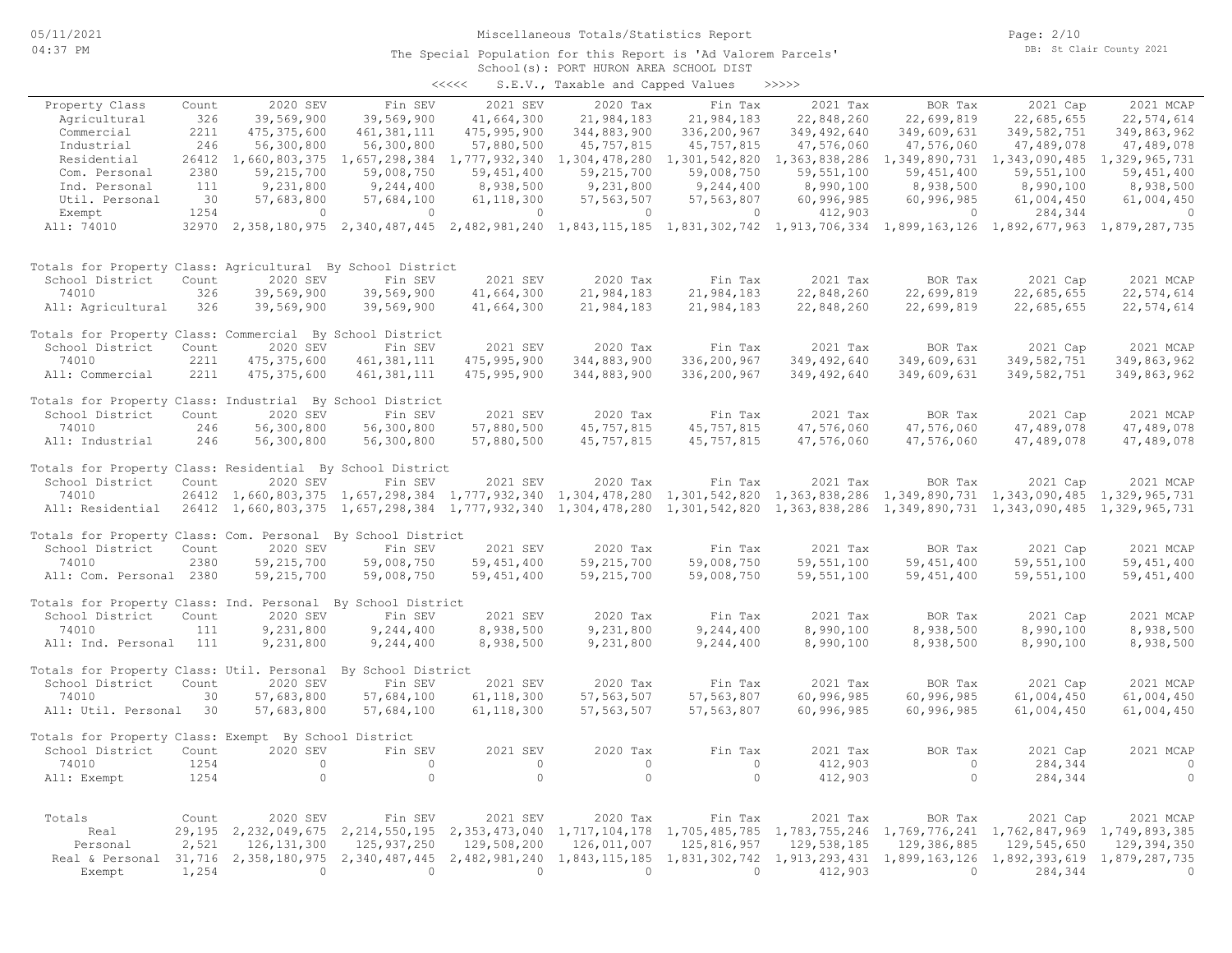# Miscellaneous Totals/Statistics Report

The Special Population for this Report is 'Ad Valorem Parcels'

School(s): PORT HURON AREA SCHOOL DIST

<<<<< S.E.V., Taxable and Capped Values >>>>>

| Property Class | Count | 2020 SEV | Fin SEV | 2021 SEV | 2020 Tax | Fin Tax | 2021 Tax | BOR Tax | 2021 Cap | 2021 MCAP |
|---|---|---|---|---|---|---|---|---|---|---|
| Agricultural | 326 | 39,569,900 | 39,569,900 | 41,664,300 | 21,984,183 | 21,984,183 | 22,848,260 | 22,699,819 | 22,685,655 | 22,574,614 |
| Commercial | 2211 | 475,375,600 | 461,381,111 | 475,995,900 | 344,883,900 | 336,200,967 | 349,492,640 | 349,609,631 | 349,582,751 | 349,863,962 |
| Industrial | 246 | 56,300,800 | 56,300,800 | 57,880,500 | 45,757,815 | 45,757,815 | 47,576,060 | 47,576,060 | 47,489,078 | 47,489,078 |
| Residential | 26412 | 1,660,803,375 | 1,657,298,384 | 1,777,932,340 | 1,304,478,280 | 1,301,542,820 | 1,363,838,286 | 1,349,890,731 | 1,343,090,485 | 1,329,965,731 |
| Com. Personal | 2380 | 59,215,700 | 59,008,750 | 59,451,400 | 59,215,700 | 59,008,750 | 59,551,100 | 59,451,400 | 59,551,100 | 59,451,400 |
| Ind. Personal | 111 | 9,231,800 | 9,244,400 | 8,938,500 | 9,231,800 | 9,244,400 | 8,990,100 | 8,938,500 | 8,990,100 | 8,938,500 |
| Util. Personal | 30 | 57,683,800 | 57,684,100 | 61,118,300 | 57,563,507 | 57,563,807 | 60,996,985 | 60,996,985 | 61,004,450 | 61,004,450 |
| Exempt | 1254 | 0 | 0 | 0 | 0 | 0 | 412,903 | 0 | 284,344 | 0 |
| All: 74010 | 32970 | 2,358,180,975 | 2,340,487,445 | 2,482,981,240 | 1,843,115,185 | 1,831,302,742 | 1,913,706,334 | 1,899,163,126 | 1,892,677,963 | 1,879,287,735 |

Totals for Property Class: Agricultural By School District

| School District | Count | 2020 SEV | Fin SEV | 2021 SEV | 2020 Tax | Fin Tax | 2021 Tax | BOR Tax | 2021 Cap | 2021 MCAP |
|---|---|---|---|---|---|---|---|---|---|---|
| 74010 | 326 | 39,569,900 | 39,569,900 | 41,664,300 | 21,984,183 | 21,984,183 | 22,848,260 | 22,699,819 | 22,685,655 | 22,574,614 |
| All: Agricultural | 326 | 39,569,900 | 39,569,900 | 41,664,300 | 21,984,183 | 21,984,183 | 22,848,260 | 22,699,819 | 22,685,655 | 22,574,614 |

Totals for Property Class: Commercial By School District

| School District | Count | 2020 SEV | Fin SEV | 2021 SEV | 2020 Tax | Fin Tax | 2021 Tax | BOR Tax | 2021 Cap | 2021 MCAP |
|---|---|---|---|---|---|---|---|---|---|---|
| 74010 | 2211 | 475,375,600 | 461,381,111 | 475,995,900 | 344,883,900 | 336,200,967 | 349,492,640 | 349,609,631 | 349,582,751 | 349,863,962 |
| All: Commercial | 2211 | 475,375,600 | 461,381,111 | 475,995,900 | 344,883,900 | 336,200,967 | 349,492,640 | 349,609,631 | 349,582,751 | 349,863,962 |

Totals for Property Class: Industrial By School District

| School District | Count | 2020 SEV | Fin SEV | 2021 SEV | 2020 Tax | Fin Tax | 2021 Tax | BOR Tax | 2021 Cap | 2021 MCAP |
|---|---|---|---|---|---|---|---|---|---|---|
| 74010 | 246 | 56,300,800 | 56,300,800 | 57,880,500 | 45,757,815 | 45,757,815 | 47,576,060 | 47,576,060 | 47,489,078 | 47,489,078 |
| All: Industrial | 246 | 56,300,800 | 56,300,800 | 57,880,500 | 45,757,815 | 45,757,815 | 47,576,060 | 47,576,060 | 47,489,078 | 47,489,078 |

Totals for Property Class: Residential By School District

| School District | Count | 2020 SEV | Fin SEV | 2021 SEV | 2020 Tax | Fin Tax | 2021 Tax | BOR Tax | 2021 Cap | 2021 MCAP |
|---|---|---|---|---|---|---|---|---|---|---|
| 74010 | 26412 | 1,660,803,375 | 1,657,298,384 | 1,777,932,340 | 1,304,478,280 | 1,301,542,820 | 1,363,838,286 | 1,349,890,731 | 1,343,090,485 | 1,329,965,731 |
| All: Residential | 26412 | 1,660,803,375 | 1,657,298,384 | 1,777,932,340 | 1,304,478,280 | 1,301,542,820 | 1,363,838,286 | 1,349,890,731 | 1,343,090,485 | 1,329,965,731 |

Totals for Property Class: Com. Personal By School District

| School District | Count | 2020 SEV | Fin SEV | 2021 SEV | 2020 Tax | Fin Tax | 2021 Tax | BOR Tax | 2021 Cap | 2021 MCAP |
|---|---|---|---|---|---|---|---|---|---|---|
| 74010 | 2380 | 59,215,700 | 59,008,750 | 59,451,400 | 59,215,700 | 59,008,750 | 59,551,100 | 59,451,400 | 59,551,100 | 59,451,400 |
| All: Com. Personal | 2380 | 59,215,700 | 59,008,750 | 59,451,400 | 59,215,700 | 59,008,750 | 59,551,100 | 59,451,400 | 59,551,100 | 59,451,400 |

Totals for Property Class: Ind. Personal By School District

| School District | Count | 2020 SEV | Fin SEV | 2021 SEV | 2020 Tax | Fin Tax | 2021 Tax | BOR Tax | 2021 Cap | 2021 MCAP |
|---|---|---|---|---|---|---|---|---|---|---|
| 74010 | 111 | 9,231,800 | 9,244,400 | 8,938,500 | 9,231,800 | 9,244,400 | 8,990,100 | 8,938,500 | 8,990,100 | 8,938,500 |
| All: Ind. Personal | 111 | 9,231,800 | 9,244,400 | 8,938,500 | 9,231,800 | 9,244,400 | 8,990,100 | 8,938,500 | 8,990,100 | 8,938,500 |

Totals for Property Class: Util. Personal By School District

| School District | Count | 2020 SEV | Fin SEV | 2021 SEV | 2020 Tax | Fin Tax | 2021 Tax | BOR Tax | 2021 Cap | 2021 MCAP |
|---|---|---|---|---|---|---|---|---|---|---|
| 74010 | 30 | 57,683,800 | 57,684,100 | 61,118,300 | 57,563,507 | 57,563,807 | 60,996,985 | 60,996,985 | 61,004,450 | 61,004,450 |
| All: Util. Personal | 30 | 57,683,800 | 57,684,100 | 61,118,300 | 57,563,507 | 57,563,807 | 60,996,985 | 60,996,985 | 61,004,450 | 61,004,450 |

Totals for Property Class: Exempt By School District

| School District | Count | 2020 SEV | Fin SEV | 2021 SEV | 2020 Tax | Fin Tax | 2021 Tax | BOR Tax | 2021 Cap | 2021 MCAP |
|---|---|---|---|---|---|---|---|---|---|---|
| 74010 | 1254 | 0 | 0 | 0 | 0 | 0 | 412,903 | 0 | 284,344 | 0 |
| All: Exempt | 1254 | 0 | 0 | 0 | 0 | 0 | 412,903 | 0 | 284,344 | 0 |

| Totals | Count | 2020 SEV | Fin SEV | 2021 SEV | 2020 Tax | Fin Tax | 2021 Tax | BOR Tax | 2021 Cap | 2021 MCAP |
|---|---|---|---|---|---|---|---|---|---|---|
| Real | 29,195 | 2,232,049,675 | 2,214,550,195 | 2,353,473,040 | 1,717,104,178 | 1,705,485,785 | 1,783,755,246 | 1,769,776,241 | 1,762,847,969 | 1,749,893,385 |
| Personal | 2,521 | 126,131,300 | 125,937,250 | 129,508,200 | 126,011,007 | 125,816,957 | 129,538,185 | 129,386,885 | 129,545,650 | 129,394,350 |
| Real & Personal | 31,716 | 2,358,180,975 | 2,340,487,445 | 2,482,981,240 | 1,843,115,185 | 1,831,302,742 | 1,913,293,431 | 1,899,163,126 | 1,892,393,619 | 1,879,287,735 |
| Exempt | 1,254 | 0 | 0 | 0 | 0 | 0 | 412,903 | 0 | 284,344 | 0 |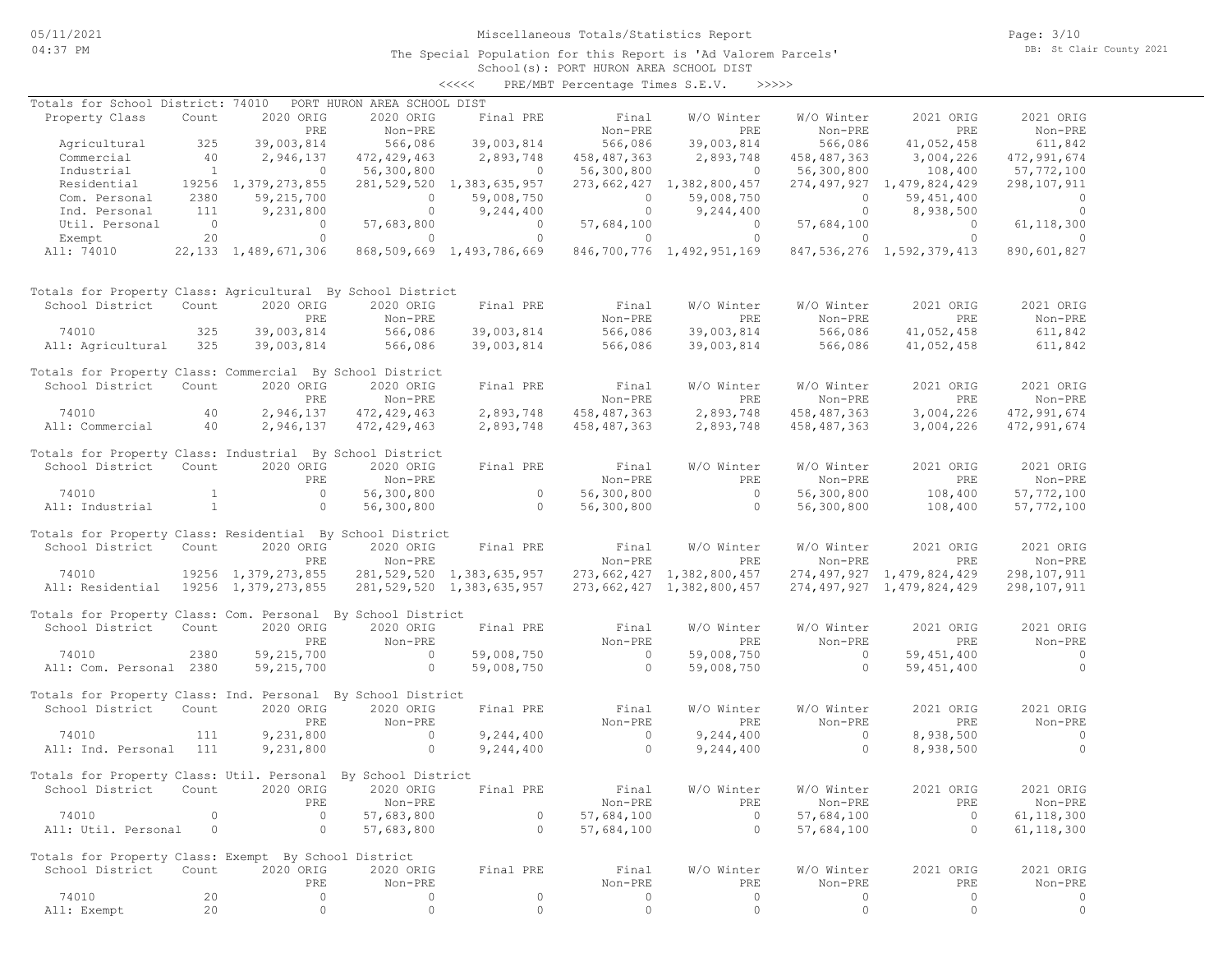# Miscellaneous Totals/Statistics Report

The Special Population for this Report is 'Ad Valorem Parcels'

School(s): PORT HURON AREA SCHOOL DIST

<<<<< PRE/MBT Percentage Times S.E.V. >>>>>

## Totals for School District: 74010 PORT HURON AREA SCHOOL DIST

| Property Class | Count | 2020 ORIG PRE | 2020 ORIG Non-PRE | Final PRE | Final Non-PRE | W/O Winter PRE | W/O Winter Non-PRE | 2021 ORIG PRE | 2021 ORIG Non-PRE |
|---|---|---|---|---|---|---|---|---|---|
| Agricultural | 325 | 39,003,814 | 566,086 | 39,003,814 | 566,086 | 39,003,814 | 566,086 | 41,052,458 | 611,842 |
| Commercial | 40 | 2,946,137 | 472,429,463 | 2,893,748 | 458,487,363 | 2,893,748 | 458,487,363 | 3,004,226 | 472,991,674 |
| Industrial | 1 | 0 | 56,300,800 | 0 | 56,300,800 | 0 | 56,300,800 | 108,400 | 57,772,100 |
| Residential | 19256 | 1,379,273,855 | 281,529,520 | 1,383,635,957 | 273,662,427 | 1,382,800,457 | 274,497,927 | 1,479,824,429 | 298,107,911 |
| Com. Personal | 2380 | 59,215,700 | 0 | 59,008,750 | 0 | 59,008,750 | 0 | 59,451,400 | 0 |
| Ind. Personal | 111 | 9,231,800 | 0 | 9,244,400 | 0 | 9,244,400 | 0 | 8,938,500 | 0 |
| Util. Personal | 0 | 0 | 57,683,800 | 0 | 57,684,100 | 0 | 57,684,100 | 0 | 61,118,300 |
| Exempt | 20 | 0 | 0 | 0 | 0 | 0 | 0 | 0 | 0 |
| All: 74010 | 22,133 | 1,489,671,306 | 868,509,669 | 1,493,786,669 | 846,700,776 | 1,492,951,169 | 847,536,276 | 1,592,379,413 | 890,601,827 |

## Totals for Property Class: Agricultural By School District

| School District | Count | 2020 ORIG PRE | 2020 ORIG Non-PRE | Final PRE | Final Non-PRE | W/O Winter PRE | W/O Winter Non-PRE | 2021 ORIG PRE | 2021 ORIG Non-PRE |
|---|---|---|---|---|---|---|---|---|---|
| 74010 | 325 | 39,003,814 | 566,086 | 39,003,814 | 566,086 | 39,003,814 | 566,086 | 41,052,458 | 611,842 |
| All: Agricultural | 325 | 39,003,814 | 566,086 | 39,003,814 | 566,086 | 39,003,814 | 566,086 | 41,052,458 | 611,842 |

## Totals for Property Class: Commercial By School District

| School District | Count | 2020 ORIG PRE | 2020 ORIG Non-PRE | Final PRE | Final Non-PRE | W/O Winter PRE | W/O Winter Non-PRE | 2021 ORIG PRE | 2021 ORIG Non-PRE |
|---|---|---|---|---|---|---|---|---|---|
| 74010 | 40 | 2,946,137 | 472,429,463 | 2,893,748 | 458,487,363 | 2,893,748 | 458,487,363 | 3,004,226 | 472,991,674 |
| All: Commercial | 40 | 2,946,137 | 472,429,463 | 2,893,748 | 458,487,363 | 2,893,748 | 458,487,363 | 3,004,226 | 472,991,674 |

## Totals for Property Class: Industrial By School District

| School District | Count | 2020 ORIG PRE | 2020 ORIG Non-PRE | Final PRE | Final Non-PRE | W/O Winter PRE | W/O Winter Non-PRE | 2021 ORIG PRE | 2021 ORIG Non-PRE |
|---|---|---|---|---|---|---|---|---|---|
| 74010 | 1 | 0 | 56,300,800 | 0 | 56,300,800 | 0 | 56,300,800 | 108,400 | 57,772,100 |
| All: Industrial | 1 | 0 | 56,300,800 | 0 | 56,300,800 | 0 | 56,300,800 | 108,400 | 57,772,100 |

## Totals for Property Class: Residential By School District

| School District | Count | 2020 ORIG PRE | 2020 ORIG Non-PRE | Final PRE | Final Non-PRE | W/O Winter PRE | W/O Winter Non-PRE | 2021 ORIG PRE | 2021 ORIG Non-PRE |
|---|---|---|---|---|---|---|---|---|---|
| 74010 | 19256 | 1,379,273,855 | 281,529,520 | 1,383,635,957 | 273,662,427 | 1,382,800,457 | 274,497,927 | 1,479,824,429 | 298,107,911 |
| All: Residential | 19256 | 1,379,273,855 | 281,529,520 | 1,383,635,957 | 273,662,427 | 1,382,800,457 | 274,497,927 | 1,479,824,429 | 298,107,911 |

## Totals for Property Class: Com. Personal By School District

| School District | Count | 2020 ORIG PRE | 2020 ORIG Non-PRE | Final PRE | Final Non-PRE | W/O Winter PRE | W/O Winter Non-PRE | 2021 ORIG PRE | 2021 ORIG Non-PRE |
|---|---|---|---|---|---|---|---|---|---|
| 74010 | 2380 | 59,215,700 | 0 | 59,008,750 | 0 | 59,008,750 | 0 | 59,451,400 | 0 |
| All: Com. Personal | 2380 | 59,215,700 | 0 | 59,008,750 | 0 | 59,008,750 | 0 | 59,451,400 | 0 |

## Totals for Property Class: Ind. Personal By School District

| School District | Count | 2020 ORIG PRE | 2020 ORIG Non-PRE | Final PRE | Final Non-PRE | W/O Winter PRE | W/O Winter Non-PRE | 2021 ORIG PRE | 2021 ORIG Non-PRE |
|---|---|---|---|---|---|---|---|---|---|
| 74010 | 111 | 9,231,800 | 0 | 9,244,400 | 0 | 9,244,400 | 0 | 8,938,500 | 0 |
| All: Ind. Personal | 111 | 9,231,800 | 0 | 9,244,400 | 0 | 9,244,400 | 0 | 8,938,500 | 0 |

## Totals for Property Class: Util. Personal By School District

| School District | Count | 2020 ORIG PRE | 2020 ORIG Non-PRE | Final PRE | Final Non-PRE | W/O Winter PRE | W/O Winter Non-PRE | 2021 ORIG PRE | 2021 ORIG Non-PRE |
|---|---|---|---|---|---|---|---|---|---|
| 74010 | 0 | 0 | 57,683,800 | 0 | 57,684,100 | 0 | 57,684,100 | 0 | 61,118,300 |
| All: Util. Personal | 0 | 0 | 57,683,800 | 0 | 57,684,100 | 0 | 57,684,100 | 0 | 61,118,300 |

## Totals for Property Class: Exempt By School District

| School District | Count | 2020 ORIG PRE | 2020 ORIG Non-PRE | Final PRE | Final Non-PRE | W/O Winter PRE | W/O Winter Non-PRE | 2021 ORIG PRE | 2021 ORIG Non-PRE |
|---|---|---|---|---|---|---|---|---|---|
| 74010 | 20 | 0 | 0 | 0 | 0 | 0 | 0 | 0 | 0 |
| All: Exempt | 20 | 0 | 0 | 0 | 0 | 0 | 0 | 0 | 0 |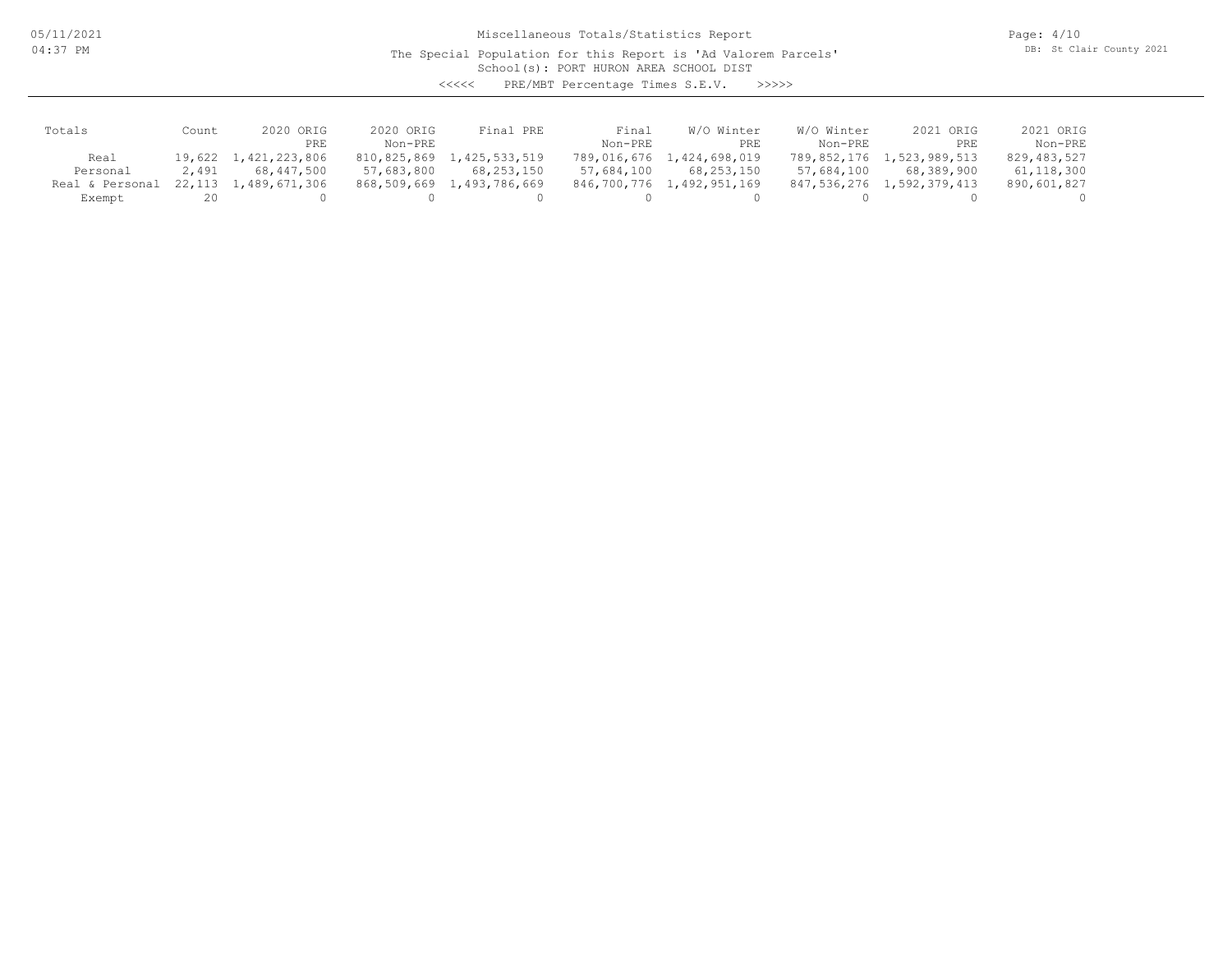Miscellaneous Totals/Statistics Report

The Special Population for this Report is 'Ad Valorem Parcels'

School(s): PORT HURON AREA SCHOOL DIST

<<<<< PRE/MBT Percentage Times S.E.V. >>>>>

| Totals | Count | 2020 ORIG PRE | 2020 ORIG Non-PRE | Final PRE | Final Non-PRE | W/O Winter PRE | W/O Winter Non-PRE | 2021 ORIG PRE | 2021 ORIG Non-PRE |
|---|---|---|---|---|---|---|---|---|---|
| Real | 19,622 | 1,421,223,806 | 810,825,869 | 1,425,533,519 | 789,016,676 | 1,424,698,019 | 789,852,176 | 1,523,989,513 | 829,483,527 |
| Personal | 2,491 | 68,447,500 | 57,683,800 | 68,253,150 | 57,684,100 | 68,253,150 | 57,684,100 | 68,389,900 | 61,118,300 |
| Real & Personal | 22,113 | 1,489,671,306 | 868,509,669 | 1,493,786,669 | 846,700,776 | 1,492,951,169 | 847,536,276 | 1,592,379,413 | 890,601,827 |
| Exempt | 20 | 0 | 0 | 0 | 0 | 0 | 0 | 0 | 0 |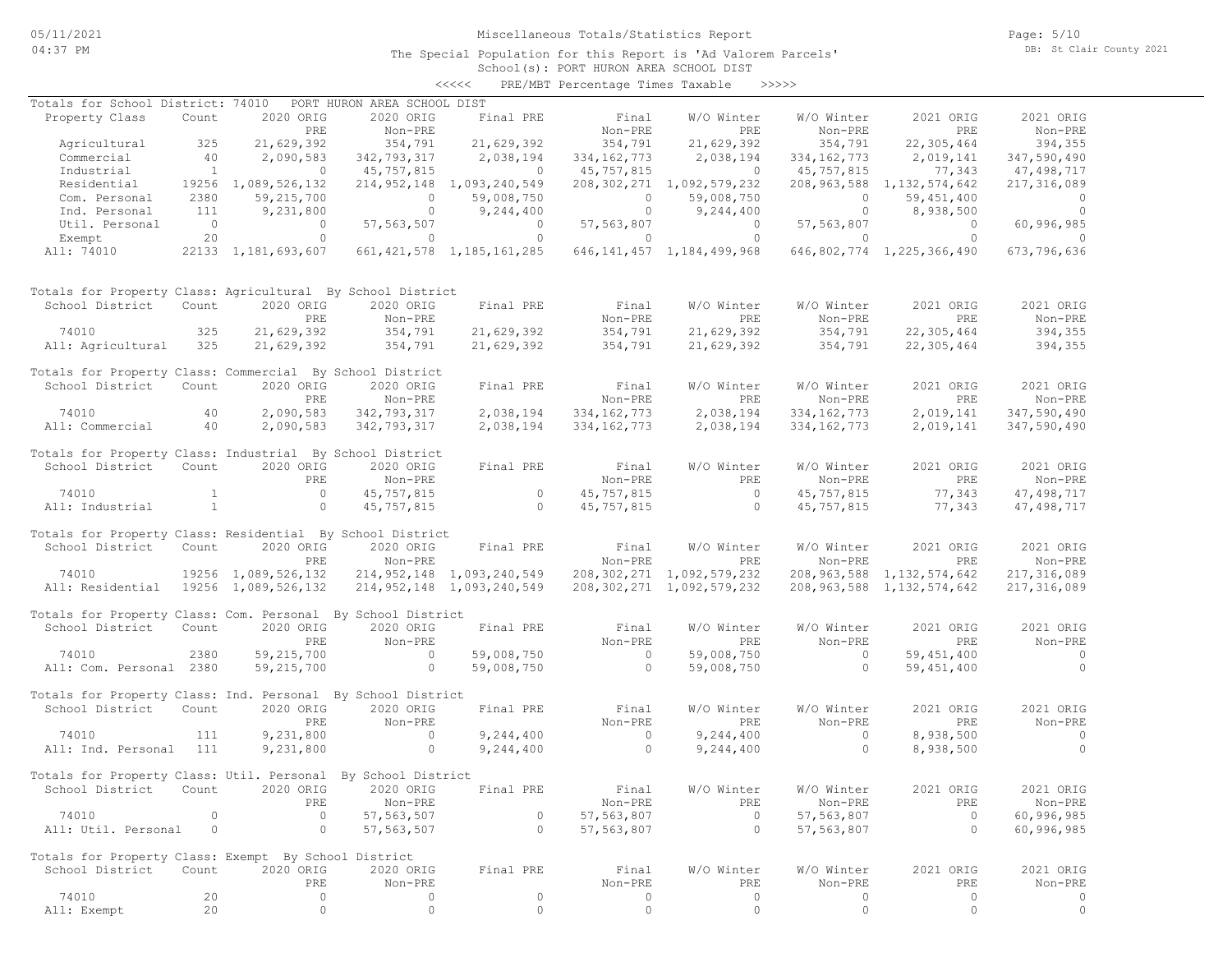Miscellaneous Totals/Statistics Report

The Special Population for this Report is 'Ad Valorem Parcels'

School(s): PORT HURON AREA SCHOOL DIST

<<<<< PRE/MBT Percentage Times Taxable >>>>>

Totals for School District: 74010 PORT HURON AREA SCHOOL DIST

| Property Class | Count | 2020 ORIG PRE | 2020 ORIG Non-PRE | Final PRE | Final Non-PRE | W/O Winter PRE | W/O Winter Non-PRE | 2021 ORIG PRE | 2021 ORIG Non-PRE |
|---|---|---|---|---|---|---|---|---|---|
| Agricultural | 325 | 21,629,392 | 354,791 | 21,629,392 | 354,791 | 21,629,392 | 354,791 | 22,305,464 | 394,355 |
| Commercial | 40 | 2,090,583 | 342,793,317 | 2,038,194 | 334,162,773 | 2,038,194 | 334,162,773 | 2,019,141 | 347,590,490 |
| Industrial | 1 | 0 | 45,757,815 | 0 | 45,757,815 | 0 | 45,757,815 | 77,343 | 47,498,717 |
| Residential | 19256 | 1,089,526,132 | 214,952,148 | 1,093,240,549 | 208,302,271 | 1,092,579,232 | 208,963,588 | 1,132,574,642 | 217,316,089 |
| Com. Personal | 2380 | 59,215,700 | 0 | 59,008,750 | 0 | 59,008,750 | 0 | 59,451,400 | 0 |
| Ind. Personal | 111 | 9,231,800 | 0 | 9,244,400 | 0 | 9,244,400 | 0 | 8,938,500 | 0 |
| Util. Personal | 0 | 0 | 57,563,507 | 0 | 57,563,807 | 0 | 57,563,807 | 0 | 60,996,985 |
| Exempt | 20 | 0 | 0 | 0 | 0 | 0 | 0 | 0 | 0 |
| All: 74010 | 22133 | 1,181,693,607 | 661,421,578 | 1,185,161,285 | 646,141,457 | 1,184,499,968 | 646,802,774 | 1,225,366,490 | 673,796,636 |

Totals for Property Class: Agricultural By School District

| School District | Count | 2020 ORIG PRE | 2020 ORIG Non-PRE | Final PRE | Final Non-PRE | W/O Winter PRE | W/O Winter Non-PRE | 2021 ORIG PRE | 2021 ORIG Non-PRE |
|---|---|---|---|---|---|---|---|---|---|
| 74010 | 325 | 21,629,392 | 354,791 | 21,629,392 | 354,791 | 21,629,392 | 354,791 | 22,305,464 | 394,355 |
| All: Agricultural | 325 | 21,629,392 | 354,791 | 21,629,392 | 354,791 | 21,629,392 | 354,791 | 22,305,464 | 394,355 |

Totals for Property Class: Commercial By School District

| School District | Count | 2020 ORIG PRE | 2020 ORIG Non-PRE | Final PRE | Final Non-PRE | W/O Winter PRE | W/O Winter Non-PRE | 2021 ORIG PRE | 2021 ORIG Non-PRE |
|---|---|---|---|---|---|---|---|---|---|
| 74010 | 40 | 2,090,583 | 342,793,317 | 2,038,194 | 334,162,773 | 2,038,194 | 334,162,773 | 2,019,141 | 347,590,490 |
| All: Commercial | 40 | 2,090,583 | 342,793,317 | 2,038,194 | 334,162,773 | 2,038,194 | 334,162,773 | 2,019,141 | 347,590,490 |

Totals for Property Class: Industrial By School District

| School District | Count | 2020 ORIG PRE | 2020 ORIG Non-PRE | Final PRE | Final Non-PRE | W/O Winter PRE | W/O Winter Non-PRE | 2021 ORIG PRE | 2021 ORIG Non-PRE |
|---|---|---|---|---|---|---|---|---|---|
| 74010 | 1 | 0 | 45,757,815 | 0 | 45,757,815 | 0 | 45,757,815 | 77,343 | 47,498,717 |
| All: Industrial | 1 | 0 | 45,757,815 | 0 | 45,757,815 | 0 | 45,757,815 | 77,343 | 47,498,717 |

Totals for Property Class: Residential By School District

| School District | Count | 2020 ORIG PRE | 2020 ORIG Non-PRE | Final PRE | Final Non-PRE | W/O Winter PRE | W/O Winter Non-PRE | 2021 ORIG PRE | 2021 ORIG Non-PRE |
|---|---|---|---|---|---|---|---|---|---|
| 74010 | 19256 | 1,089,526,132 | 214,952,148 | 1,093,240,549 | 208,302,271 | 1,092,579,232 | 208,963,588 | 1,132,574,642 | 217,316,089 |
| All: Residential | 19256 | 1,089,526,132 | 214,952,148 | 1,093,240,549 | 208,302,271 | 1,092,579,232 | 208,963,588 | 1,132,574,642 | 217,316,089 |

Totals for Property Class: Com. Personal By School District

| School District | Count | 2020 ORIG PRE | 2020 ORIG Non-PRE | Final PRE | Final Non-PRE | W/O Winter PRE | W/O Winter Non-PRE | 2021 ORIG PRE | 2021 ORIG Non-PRE |
|---|---|---|---|---|---|---|---|---|---|
| 74010 | 2380 | 59,215,700 | 0 | 59,008,750 | 0 | 59,008,750 | 0 | 59,451,400 | 0 |
| All: Com. Personal | 2380 | 59,215,700 | 0 | 59,008,750 | 0 | 59,008,750 | 0 | 59,451,400 | 0 |

Totals for Property Class: Ind. Personal By School District

| School District | Count | 2020 ORIG PRE | 2020 ORIG Non-PRE | Final PRE | Final Non-PRE | W/O Winter PRE | W/O Winter Non-PRE | 2021 ORIG PRE | 2021 ORIG Non-PRE |
|---|---|---|---|---|---|---|---|---|---|
| 74010 | 111 | 9,231,800 | 0 | 9,244,400 | 0 | 9,244,400 | 0 | 8,938,500 | 0 |
| All: Ind. Personal | 111 | 9,231,800 | 0 | 9,244,400 | 0 | 9,244,400 | 0 | 8,938,500 | 0 |

Totals for Property Class: Util. Personal By School District

| School District | Count | 2020 ORIG PRE | 2020 ORIG Non-PRE | Final PRE | Final Non-PRE | W/O Winter PRE | W/O Winter Non-PRE | 2021 ORIG PRE | 2021 ORIG Non-PRE |
|---|---|---|---|---|---|---|---|---|---|
| 74010 | 0 | 0 | 57,563,507 | 0 | 57,563,807 | 0 | 57,563,807 | 0 | 60,996,985 |
| All: Util. Personal | 0 | 0 | 57,563,507 | 0 | 57,563,807 | 0 | 57,563,807 | 0 | 60,996,985 |

Totals for Property Class: Exempt By School District

| School District | Count | 2020 ORIG PRE | 2020 ORIG Non-PRE | Final PRE | Final Non-PRE | W/O Winter PRE | W/O Winter Non-PRE | 2021 ORIG PRE | 2021 ORIG Non-PRE |
|---|---|---|---|---|---|---|---|---|---|
| 74010 | 20 | 0 | 0 | 0 | 0 | 0 | 0 | 0 | 0 |
| All: Exempt | 20 | 0 | 0 | 0 | 0 | 0 | 0 | 0 | 0 |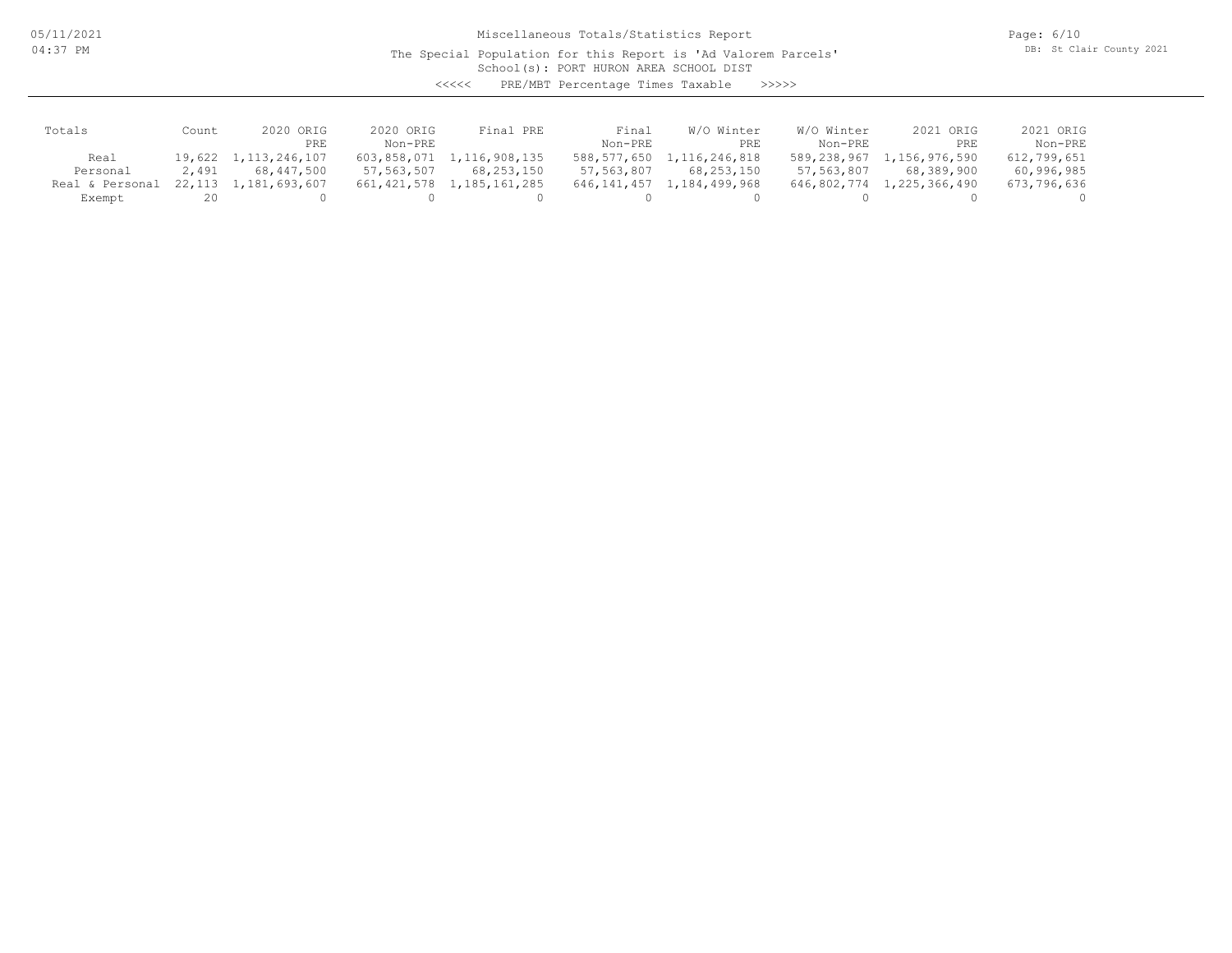Miscellaneous Totals/Statistics Report

The Special Population for this Report is 'Ad Valorem Parcels'

School(s): PORT HURON AREA SCHOOL DIST

<<<<< PRE/MBT Percentage Times Taxable >>>>>

| Totals | Count | 2020 ORIG PRE | 2020 ORIG Non-PRE | Final PRE | Final Non-PRE | W/O Winter PRE | W/O Winter Non-PRE | 2021 ORIG PRE | 2021 ORIG Non-PRE |
|---|---|---|---|---|---|---|---|---|---|
| Real | 19,622 | 1,113,246,107 | 603,858,071 | 1,116,908,135 | 588,577,650 | 1,116,246,818 | 589,238,967 | 1,156,976,590 | 612,799,651 |
| Personal | 2,491 | 68,447,500 | 57,563,507 | 68,253,150 | 57,563,807 | 68,253,150 | 57,563,807 | 68,389,900 | 60,996,985 |
| Real & Personal | 22,113 | 1,181,693,607 | 661,421,578 | 1,185,161,285 | 646,141,457 | 1,184,499,968 | 646,802,774 | 1,225,366,490 | 673,796,636 |
| Exempt | 20 | 0 | 0 | 0 | 0 | 0 | 0 | 0 | 0 |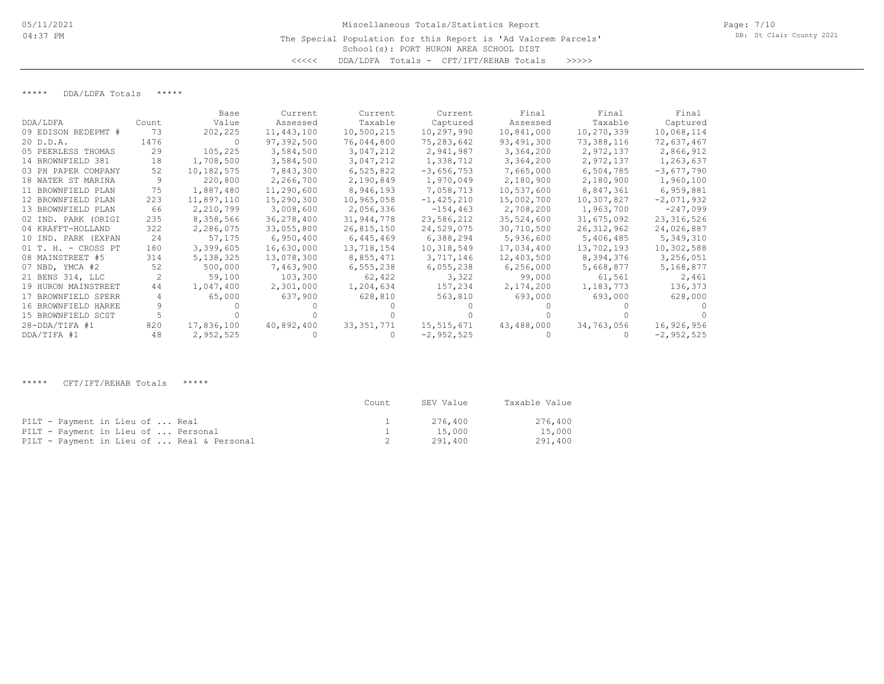Miscellaneous Totals/Statistics Report

The Special Population for this Report is 'Ad Valorem Parcels'

School(s): PORT HURON AREA SCHOOL DIST

<<<<< DDA/LDFA Totals - CFT/IFT/REHAB Totals >>>>>

***** DDA/LDFA Totals *****

| DDA/LDFA | Count | Base Value | Current Assessed | Current Taxable | Current Captured | Final Assessed | Final Taxable | Final Captured |
|---|---|---|---|---|---|---|---|---|
| 09 EDISON REDEPMT # | 73 | 202,225 | 11,443,100 | 10,500,215 | 10,297,990 | 10,841,000 | 10,270,339 | 10,068,114 |
| 20 D.D.A. | 1476 | 0 | 97,392,500 | 76,044,800 | 75,283,642 | 93,491,300 | 73,388,116 | 72,637,467 |
| 05 PEERLESS THOMAS | 29 | 105,225 | 3,584,500 | 3,047,212 | 2,941,987 | 3,364,200 | 2,972,137 | 2,866,912 |
| 14 BROWNFIELD 381 | 18 | 1,708,500 | 3,584,500 | 3,047,212 | 1,338,712 | 3,364,200 | 2,972,137 | 1,263,637 |
| 03 PH PAPER COMPANY | 52 | 10,182,575 | 7,843,300 | 6,525,822 | -3,656,753 | 7,665,000 | 6,504,785 | -3,677,790 |
| 18 WATER ST MARINA | 9 | 220,800 | 2,266,700 | 2,190,849 | 1,970,049 | 2,180,900 | 2,180,900 | 1,960,100 |
| 11 BROWNFIELD PLAN | 75 | 1,887,480 | 11,290,600 | 8,946,193 | 7,058,713 | 10,537,600 | 8,847,361 | 6,959,881 |
| 12 BROWNFIELD PLAN | 223 | 11,897,110 | 15,290,300 | 10,965,058 | -1,425,210 | 15,002,700 | 10,307,827 | -2,071,932 |
| 13 BROWNFIELD PLAN | 66 | 2,210,799 | 3,008,600 | 2,056,336 | -154,463 | 2,708,200 | 1,963,700 | -247,099 |
| 02 IND. PARK (ORIGI | 235 | 8,358,566 | 36,278,400 | 31,944,778 | 23,586,212 | 35,524,600 | 31,675,092 | 23,316,526 |
| 04 KRAFFT-HOLLAND | 322 | 2,286,075 | 33,055,800 | 26,815,150 | 24,529,075 | 30,710,500 | 26,312,962 | 24,026,887 |
| 10 IND. PARK (EXPAN | 24 | 57,175 | 6,950,400 | 6,445,469 | 6,388,294 | 5,936,600 | 5,406,485 | 5,349,310 |
| 01 T. H. - CROSS PT | 180 | 3,399,605 | 16,630,000 | 13,718,154 | 10,318,549 | 17,034,400 | 13,702,193 | 10,302,588 |
| 08 MAINSTREET #5 | 314 | 5,138,325 | 13,078,300 | 8,855,471 | 3,717,146 | 12,403,500 | 8,394,376 | 3,256,051 |
| 07 NBD, YMCA #2 | 52 | 500,000 | 7,463,900 | 6,555,238 | 6,055,238 | 6,256,000 | 5,668,877 | 5,168,877 |
| 21 BENS 314, LLC | 2 | 59,100 | 103,300 | 62,422 | 3,322 | 99,000 | 61,561 | 2,461 |
| 19 HURON MAINSTREET | 44 | 1,047,400 | 2,301,000 | 1,204,634 | 157,234 | 2,174,200 | 1,183,773 | 136,373 |
| 17 BROWNFIELD SPERR | 4 | 65,000 | 637,900 | 628,810 | 563,810 | 693,000 | 693,000 | 628,000 |
| 16 BROWNFIELD HARKE | 9 | 0 | 0 | 0 | 0 | 0 | 0 | 0 |
| 15 BROWNFIELD SCST | 5 | 0 | 0 | 0 | 0 | 0 | 0 | 0 |
| 28-DDA/TIFA #1 | 820 | 17,836,100 | 40,892,400 | 33,351,771 | 15,515,671 | 43,488,000 | 34,763,056 | 16,926,956 |
| DDA/TIFA #1 | 48 | 2,952,525 | 0 | 0 | -2,952,525 | 0 | 0 | -2,952,525 |

***** CFT/IFT/REHAB Totals *****

| | Count | SEV Value | Taxable Value |
|---|---|---|---|
| PILT - Payment in Lieu of ... Real | 1 | 276,400 | 276,400 |
| PILT - Payment in Lieu of ... Personal | 1 | 15,000 | 15,000 |
| PILT - Payment in Lieu of ... Real & Personal | 2 | 291,400 | 291,400 |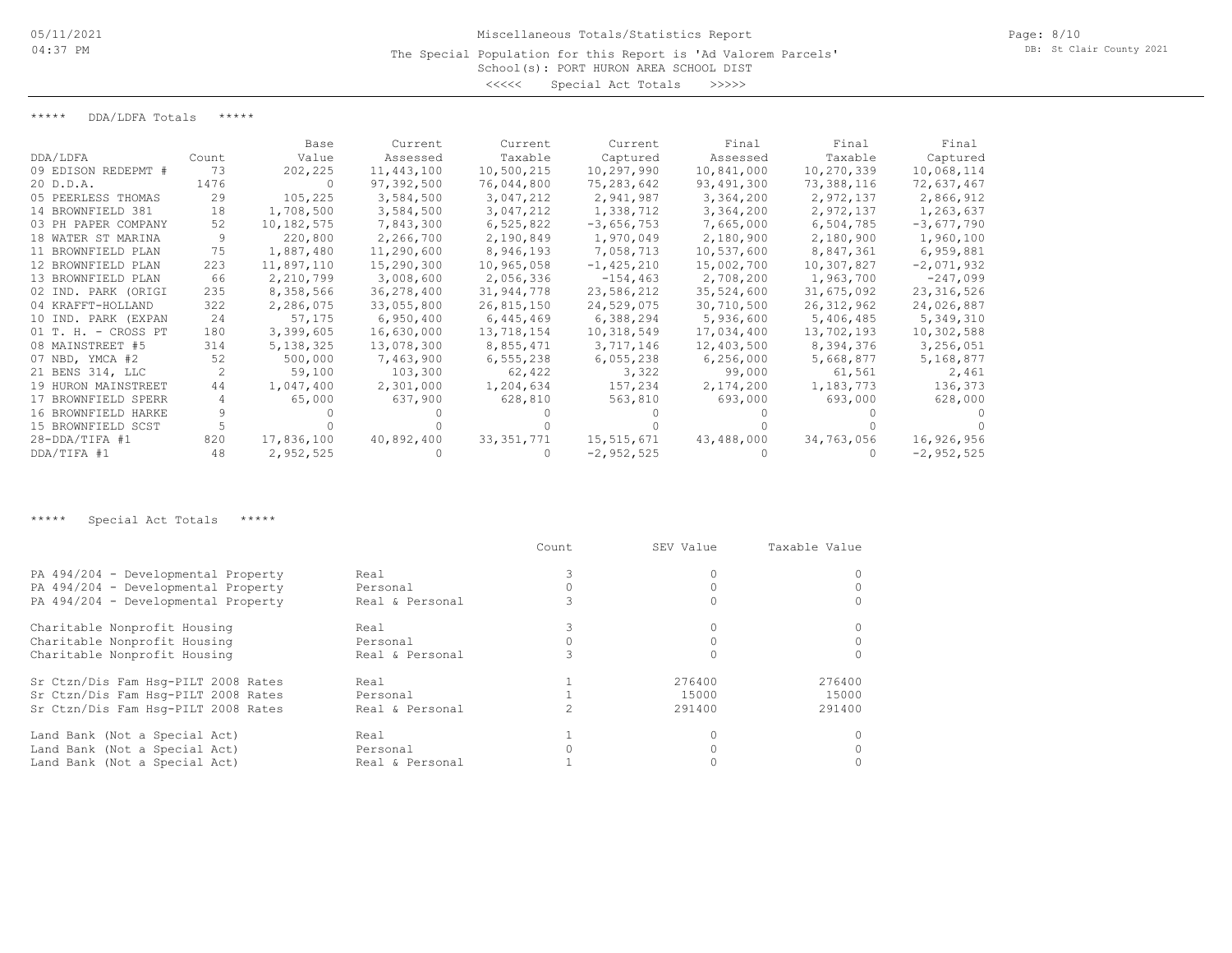Miscellaneous Totals/Statistics Report

The Special Population for this Report is 'Ad Valorem Parcels'

School(s): PORT HURON AREA SCHOOL DIST

<<<<< Special Act Totals >>>>>

##### ***** DDA/LDFA Totals *****

| DDA/LDFA | Count | Base Value | Current Assessed | Current Taxable | Current Captured | Final Assessed | Final Taxable | Final Captured |
|---|---|---|---|---|---|---|---|---|
| 09 EDISON REDEPMT # | 73 | 202,225 | 11,443,100 | 10,500,215 | 10,297,990 | 10,841,000 | 10,270,339 | 10,068,114 |
| 20 D.D.A. | 1476 | 0 | 97,392,500 | 76,044,800 | 75,283,642 | 93,491,300 | 73,388,116 | 72,637,467 |
| 05 PEERLESS THOMAS | 29 | 105,225 | 3,584,500 | 3,047,212 | 2,941,987 | 3,364,200 | 2,972,137 | 2,866,912 |
| 14 BROWNFIELD 381 | 18 | 1,708,500 | 3,584,500 | 3,047,212 | 1,338,712 | 3,364,200 | 2,972,137 | 1,263,637 |
| 03 PH PAPER COMPANY | 52 | 10,182,575 | 7,843,300 | 6,525,822 | -3,656,753 | 7,665,000 | 6,504,785 | -3,677,790 |
| 18 WATER ST MARINA | 9 | 220,800 | 2,266,700 | 2,190,849 | 1,970,049 | 2,180,900 | 2,180,900 | 1,960,100 |
| 11 BROWNFIELD PLAN | 75 | 1,887,480 | 11,290,600 | 8,946,193 | 7,058,713 | 10,537,600 | 8,847,361 | 6,959,881 |
| 12 BROWNFIELD PLAN | 223 | 11,897,110 | 15,290,300 | 10,965,058 | -1,425,210 | 15,002,700 | 10,307,827 | -2,071,932 |
| 13 BROWNFIELD PLAN | 66 | 2,210,799 | 3,008,600 | 2,056,336 | -154,463 | 2,708,200 | 1,963,700 | -247,099 |
| 02 IND. PARK (ORIGI | 235 | 8,358,566 | 36,278,400 | 31,944,778 | 23,586,212 | 35,524,600 | 31,675,092 | 23,316,526 |
| 04 KRAFFT-HOLLAND | 322 | 2,286,075 | 33,055,800 | 26,815,150 | 24,529,075 | 30,710,500 | 26,312,962 | 24,026,887 |
| 10 IND. PARK (EXPAN | 24 | 57,175 | 6,950,400 | 6,445,469 | 6,388,294 | 5,936,600 | 5,406,485 | 5,349,310 |
| 01 T. H. - CROSS PT | 180 | 3,399,605 | 16,630,000 | 13,718,154 | 10,318,549 | 17,034,400 | 13,702,193 | 10,302,588 |
| 08 MAINSTREET #5 | 314 | 5,138,325 | 13,078,300 | 8,855,471 | 3,717,146 | 12,403,500 | 8,394,376 | 3,256,051 |
| 07 NBD, YMCA #2 | 52 | 500,000 | 7,463,900 | 6,555,238 | 6,055,238 | 6,256,000 | 5,668,877 | 5,168,877 |
| 21 BENS 314, LLC | 2 | 59,100 | 103,300 | 62,422 | 3,322 | 99,000 | 61,561 | 2,461 |
| 19 HURON MAINSTREET | 44 | 1,047,400 | 2,301,000 | 1,204,634 | 157,234 | 2,174,200 | 1,183,773 | 136,373 |
| 17 BROWNFIELD SPERR | 4 | 65,000 | 637,900 | 628,810 | 563,810 | 693,000 | 693,000 | 628,000 |
| 16 BROWNFIELD HARKE | 9 | 0 | 0 | 0 | 0 | 0 | 0 | 0 |
| 15 BROWNFIELD SCST | 5 | 0 | 0 | 0 | 0 | 0 | 0 | 0 |
| 28-DDA/TIFA #1 | 820 | 17,836,100 | 40,892,400 | 33,351,771 | 15,515,671 | 43,488,000 | 34,763,056 | 16,926,956 |
| DDA/TIFA #1 | 48 | 2,952,525 | 0 | 0 | -2,952,525 | 0 | 0 | -2,952,525 |

##### ***** Special Act Totals *****

| | | Count | SEV Value | Taxable Value |
|---|---|---|---|---|
| PA 494/204 - Developmental Property | Real | 3 | 0 | 0 |
| PA 494/204 - Developmental Property | Personal | 0 | 0 | 0 |
| PA 494/204 - Developmental Property | Real & Personal | 3 | 0 | 0 |
| Charitable Nonprofit Housing | Real | 3 | 0 | 0 |
| Charitable Nonprofit Housing | Personal | 0 | 0 | 0 |
| Charitable Nonprofit Housing | Real & Personal | 3 | 0 | 0 |
| Sr Ctzn/Dis Fam Hsg-PILT 2008 Rates | Real | 1 | 276400 | 276400 |
| Sr Ctzn/Dis Fam Hsg-PILT 2008 Rates | Personal | 1 | 15000 | 15000 |
| Sr Ctzn/Dis Fam Hsg-PILT 2008 Rates | Real & Personal | 2 | 291400 | 291400 |
| Land Bank (Not a Special Act) | Real | 1 | 0 | 0 |
| Land Bank (Not a Special Act) | Personal | 0 | 0 | 0 |
| Land Bank (Not a Special Act) | Real & Personal | 1 | 0 | 0 |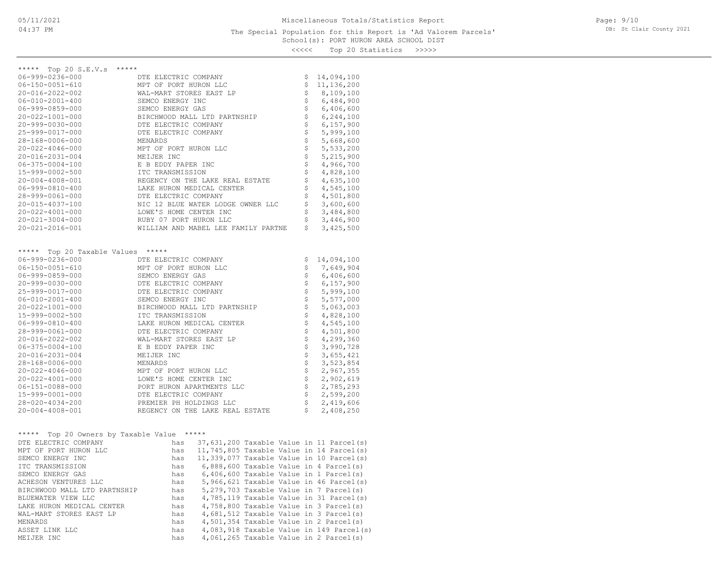# Miscellaneous Totals/Statistics Report

The Special Population for this Report is 'Ad Valorem Parcels'
School(s): PORT HURON AREA SCHOOL DIST
<<<<< Top 20 Statistics >>>>>

## ***** Top 20 S.E.V.s *****

| Parcel | Owner | S.E.V. |
|---|---|---|
| 06-999-0236-000 | DTE ELECTRIC COMPANY | $ 14,094,100 |
| 06-150-0051-610 | MPT OF PORT HURON LLC | $ 11,136,200 |
| 20-016-2022-002 | WAL-MART STORES EAST LP | $ 8,109,100 |
| 06-010-2001-400 | SEMCO ENERGY INC | $ 6,484,900 |
| 06-999-0859-000 | SEMCO ENERGY GAS | $ 6,406,600 |
| 20-022-1001-000 | BIRCHWOOD MALL LTD PARTNSHIP | $ 6,244,100 |
| 20-999-0030-000 | DTE ELECTRIC COMPANY | $ 6,157,900 |
| 25-999-0017-000 | DTE ELECTRIC COMPANY | $ 5,999,100 |
| 28-168-0006-000 | MENARDS | $ 5,668,600 |
| 20-022-4046-000 | MPT OF PORT HURON LLC | $ 5,533,200 |
| 20-016-2031-004 | MEIJER INC | $ 5,215,900 |
| 06-375-0004-100 | E B EDDY PAPER INC | $ 4,966,700 |
| 15-999-0002-500 | ITC TRANSMISSION | $ 4,828,100 |
| 20-004-4008-001 | REGENCY ON THE LAKE REAL ESTATE | $ 4,635,100 |
| 06-999-0810-400 | LAKE HURON MEDICAL CENTER | $ 4,545,100 |
| 28-999-0061-000 | DTE ELECTRIC COMPANY | $ 4,501,800 |
| 20-015-4037-100 | NIC 12 BLUE WATER LODGE OWNER LLC | $ 3,600,600 |
| 20-022-4001-000 | LOWE'S HOME CENTER INC | $ 3,484,800 |
| 20-021-3004-000 | RUBY 07 PORT HURON LLC | $ 3,446,900 |
| 20-021-2016-001 | WILLIAM AND MABEL LEE FAMILY PARTNE | $ 3,425,500 |

## ***** Top 20 Taxable Values *****

| Parcel | Owner | Taxable Value |
|---|---|---|
| 06-999-0236-000 | DTE ELECTRIC COMPANY | $ 14,094,100 |
| 06-150-0051-610 | MPT OF PORT HURON LLC | $ 7,649,904 |
| 06-999-0859-000 | SEMCO ENERGY GAS | $ 6,406,600 |
| 20-999-0030-000 | DTE ELECTRIC COMPANY | $ 6,157,900 |
| 25-999-0017-000 | DTE ELECTRIC COMPANY | $ 5,999,100 |
| 06-010-2001-400 | SEMCO ENERGY INC | $ 5,577,000 |
| 20-022-1001-000 | BIRCHWOOD MALL LTD PARTNSHIP | $ 5,063,003 |
| 15-999-0002-500 | ITC TRANSMISSION | $ 4,828,100 |
| 06-999-0810-400 | LAKE HURON MEDICAL CENTER | $ 4,545,100 |
| 28-999-0061-000 | DTE ELECTRIC COMPANY | $ 4,501,800 |
| 20-016-2022-002 | WAL-MART STORES EAST LP | $ 4,299,360 |
| 06-375-0004-100 | E B EDDY PAPER INC | $ 3,990,728 |
| 20-016-2031-004 | MEIJER INC | $ 3,655,421 |
| 28-168-0006-000 | MENARDS | $ 3,523,854 |
| 20-022-4046-000 | MPT OF PORT HURON LLC | $ 2,967,355 |
| 20-022-4001-000 | LOWE'S HOME CENTER INC | $ 2,902,619 |
| 06-151-0088-000 | PORT HURON APARTMENTS LLC | $ 2,785,293 |
| 15-999-0001-000 | DTE ELECTRIC COMPANY | $ 2,599,200 |
| 28-020-4034-200 | PREMIER PH HOLDINGS LLC | $ 2,419,606 |
| 20-004-4008-001 | REGENCY ON THE LAKE REAL ESTATE | $ 2,408,250 |

## ***** Top 20 Owners by Taxable Value *****

| Owner | | Taxable Value | | Parcel(s) |
|---|---|---|---|---|
| DTE ELECTRIC COMPANY | has | 37,631,200 | Taxable Value in | 11 Parcel(s) |
| MPT OF PORT HURON LLC | has | 11,745,805 | Taxable Value in | 14 Parcel(s) |
| SEMCO ENERGY INC | has | 11,339,077 | Taxable Value in | 10 Parcel(s) |
| ITC TRANSMISSION | has | 6,888,600 | Taxable Value in | 4 Parcel(s) |
| SEMCO ENERGY GAS | has | 6,406,600 | Taxable Value in | 1 Parcel(s) |
| ACHESON VENTURES LLC | has | 5,966,621 | Taxable Value in | 46 Parcel(s) |
| BIRCHWOOD MALL LTD PARTNSHIP | has | 5,279,703 | Taxable Value in | 7 Parcel(s) |
| BLUEWATER VIEW LLC | has | 4,785,119 | Taxable Value in | 31 Parcel(s) |
| LAKE HURON MEDICAL CENTER | has | 4,758,800 | Taxable Value in | 3 Parcel(s) |
| WAL-MART STORES EAST LP | has | 4,681,512 | Taxable Value in | 3 Parcel(s) |
| MENARDS | has | 4,501,354 | Taxable Value in | 2 Parcel(s) |
| ASSET LINK LLC | has | 4,083,918 | Taxable Value in | 149 Parcel(s) |
| MEIJER INC | has | 4,061,265 | Taxable Value in | 2 Parcel(s) |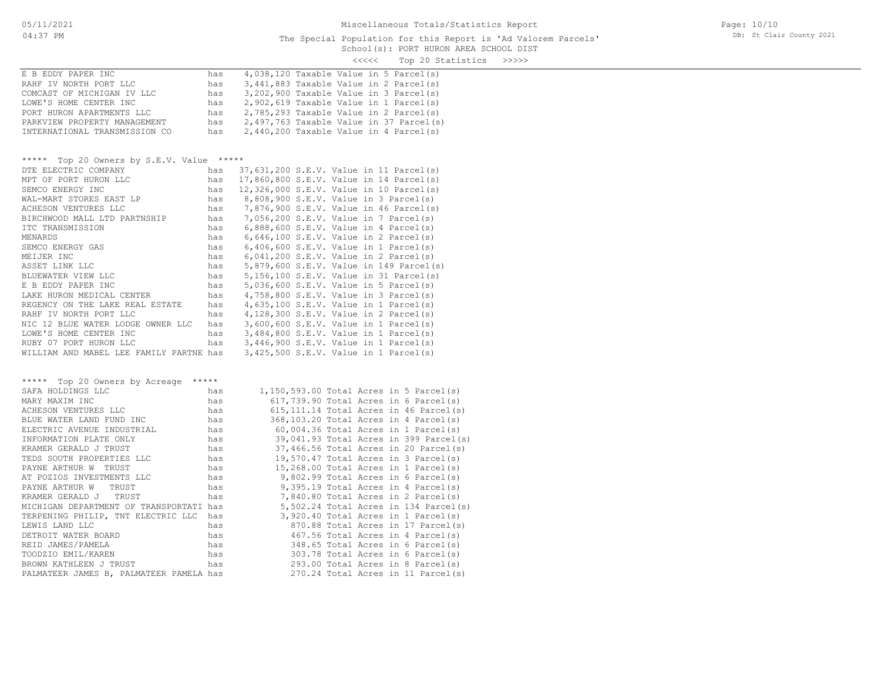| | | |
|---|---|---|
| E B EDDY PAPER INC | has | 4,038,120 Taxable Value in 5 Parcel(s) |
| RAHF IV NORTH PORT LLC | has | 3,441,883 Taxable Value in 2 Parcel(s) |
| COMCAST OF MICHIGAN IV LLC | has | 3,202,900 Taxable Value in 3 Parcel(s) |
| LOWE'S HOME CENTER INC | has | 2,902,619 Taxable Value in 1 Parcel(s) |
| PORT HURON APARTMENTS LLC | has | 2,785,293 Taxable Value in 2 Parcel(s) |
| PARKVIEW PROPERTY MANAGEMENT | has | 2,497,763 Taxable Value in 37 Parcel(s) |
| INTERNATIONAL TRANSMISSION CO | has | 2,440,200 Taxable Value in 4 Parcel(s) |

***** Top 20 Owners by S.E.V. Value *****

| | | |
|---|---|---|
| DTE ELECTRIC COMPANY | has | 37,631,200 S.E.V. Value in 11 Parcel(s) |
| MPT OF PORT HURON LLC | has | 17,860,800 S.E.V. Value in 14 Parcel(s) |
| SEMCO ENERGY INC | has | 12,326,000 S.E.V. Value in 10 Parcel(s) |
| WAL-MART STORES EAST LP | has | 8,808,900 S.E.V. Value in 3 Parcel(s) |
| ACHESON VENTURES LLC | has | 7,876,900 S.E.V. Value in 46 Parcel(s) |
| BIRCHWOOD MALL LTD PARTNSHIP | has | 7,056,200 S.E.V. Value in 7 Parcel(s) |
| ITC TRANSMISSION | has | 6,888,600 S.E.V. Value in 4 Parcel(s) |
| MENARDS | has | 6,646,100 S.E.V. Value in 2 Parcel(s) |
| SEMCO ENERGY GAS | has | 6,406,600 S.E.V. Value in 1 Parcel(s) |
| MEIJER INC | has | 6,041,200 S.E.V. Value in 2 Parcel(s) |
| ASSET LINK LLC | has | 5,879,600 S.E.V. Value in 149 Parcel(s) |
| BLUEWATER VIEW LLC | has | 5,156,100 S.E.V. Value in 31 Parcel(s) |
| E B EDDY PAPER INC | has | 5,036,600 S.E.V. Value in 5 Parcel(s) |
| LAKE HURON MEDICAL CENTER | has | 4,758,800 S.E.V. Value in 3 Parcel(s) |
| REGENCY ON THE LAKE REAL ESTATE | has | 4,635,100 S.E.V. Value in 1 Parcel(s) |
| RAHF IV NORTH PORT LLC | has | 4,128,300 S.E.V. Value in 2 Parcel(s) |
| NIC 12 BLUE WATER LODGE OWNER LLC | has | 3,600,600 S.E.V. Value in 1 Parcel(s) |
| LOWE'S HOME CENTER INC | has | 3,484,800 S.E.V. Value in 1 Parcel(s) |
| RUBY 07 PORT HURON LLC | has | 3,446,900 S.E.V. Value in 1 Parcel(s) |
| WILLIAM AND MABEL LEE FAMILY PARTNE | has | 3,425,500 S.E.V. Value in 1 Parcel(s) |

***** Top 20 Owners by Acreage *****

| | | |
|---|---|---|
| SAFA HOLDINGS LLC | has | 1,150,593.00 Total Acres in 5 Parcel(s) |
| MARY MAXIM INC | has | 617,739.90 Total Acres in 6 Parcel(s) |
| ACHESON VENTURES LLC | has | 615,111.14 Total Acres in 46 Parcel(s) |
| BLUE WATER LAND FUND INC | has | 368,103.20 Total Acres in 4 Parcel(s) |
| ELECTRIC AVENUE INDUSTRIAL | has | 60,004.36 Total Acres in 1 Parcel(s) |
| INFORMATION PLATE ONLY | has | 39,041.93 Total Acres in 399 Parcel(s) |
| KRAMER GERALD J TRUST | has | 37,466.56 Total Acres in 20 Parcel(s) |
| TEDS SOUTH PROPERTIES LLC | has | 19,570.47 Total Acres in 3 Parcel(s) |
| PAYNE ARTHUR W TRUST | has | 15,268.00 Total Acres in 1 Parcel(s) |
| AT POZIOS INVESTMENTS LLC | has | 9,802.99 Total Acres in 6 Parcel(s) |
| PAYNE ARTHUR W TRUST | has | 9,395.19 Total Acres in 4 Parcel(s) |
| KRAMER GERALD J TRUST | has | 7,840.80 Total Acres in 2 Parcel(s) |
| MICHIGAN DEPARTMENT OF TRANSPORTATI | has | 5,502.24 Total Acres in 134 Parcel(s) |
| TERPENING PHILIP, TNT ELECTRIC LLC | has | 3,920.40 Total Acres in 1 Parcel(s) |
| LEWIS LAND LLC | has | 870.88 Total Acres in 17 Parcel(s) |
| DETROIT WATER BOARD | has | 467.56 Total Acres in 4 Parcel(s) |
| REID JAMES/PAMELA | has | 348.65 Total Acres in 6 Parcel(s) |
| TOODZIO EMIL/KAREN | has | 303.78 Total Acres in 6 Parcel(s) |
| BROWN KATHLEEN J TRUST | has | 293.00 Total Acres in 8 Parcel(s) |
| PALMATEER JAMES B, PALMATEER PAMELA | has | 270.24 Total Acres in 11 Parcel(s) |